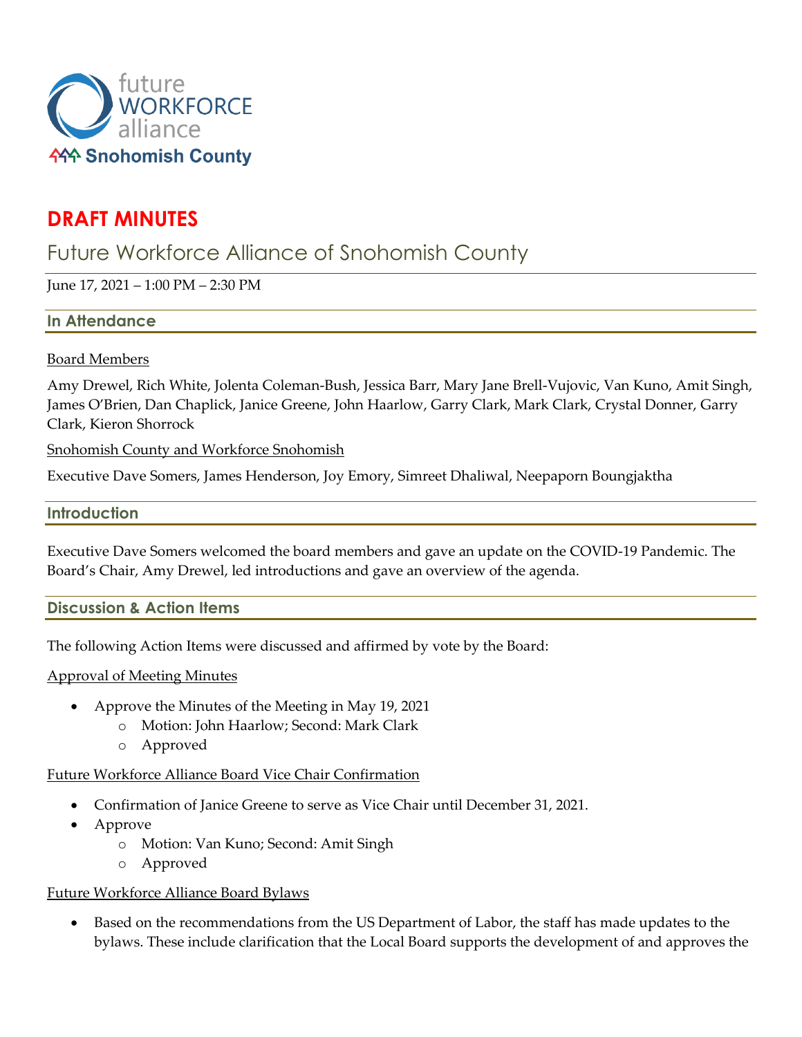future WORKFORCE alliance
Snohomish County

# DRAFT MINUTES

## Future Workforce Alliance of Snohomish County

June 17, 2021 – 1:00 PM – 2:30 PM

### In Attendance

Board Members

Amy Drewel, Rich White, Jolenta Coleman-Bush, Jessica Barr, Mary Jane Brell-Vujovic, Van Kuno, Amit Singh, James O'Brien, Dan Chaplick, Janice Greene, John Haarlow, Garry Clark, Mark Clark, Crystal Donner, Garry Clark, Kieron Shorrock

Snohomish County and Workforce Snohomish

Executive Dave Somers, James Henderson, Joy Emory, Simreet Dhaliwal, Neepaporn Boungjaktha

### Introduction

Executive Dave Somers welcomed the board members and gave an update on the COVID-19 Pandemic. The Board's Chair, Amy Drewel, led introductions and gave an overview of the agenda.

### Discussion & Action Items

The following Action Items were discussed and affirmed by vote by the Board:

Approval of Meeting Minutes

- Approve the Minutes of the Meeting in May 19, 2021
  - Motion: John Haarlow; Second: Mark Clark
  - Approved

Future Workforce Alliance Board Vice Chair Confirmation

- Confirmation of Janice Greene to serve as Vice Chair until December 31, 2021.
- Approve
  - Motion: Van Kuno; Second: Amit Singh
  - Approved

Future Workforce Alliance Board Bylaws

- Based on the recommendations from the US Department of Labor, the staff has made updates to the bylaws. These include clarification that the Local Board supports the development of and approves the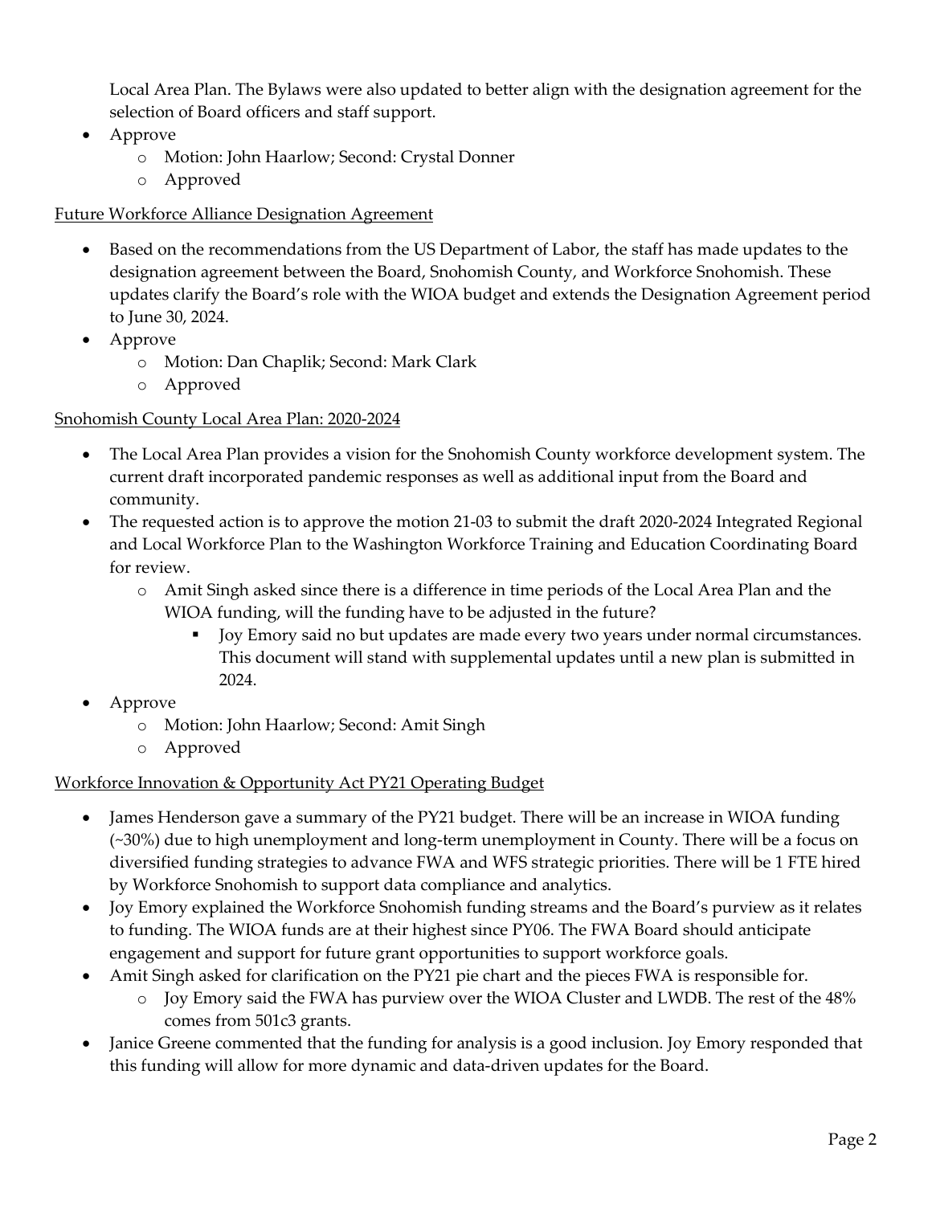Local Area Plan. The Bylaws were also updated to better align with the designation agreement for the selection of Board officers and staff support.

- Approve
  - Motion: John Haarlow; Second: Crystal Donner
  - Approved

<u>Future Workforce Alliance Designation Agreement</u>

- Based on the recommendations from the US Department of Labor, the staff has made updates to the designation agreement between the Board, Snohomish County, and Workforce Snohomish. These updates clarify the Board's role with the WIOA budget and extends the Designation Agreement period to June 30, 2024.
- Approve
  - Motion: Dan Chaplik; Second: Mark Clark
  - Approved

<u>Snohomish County Local Area Plan: 2020-2024</u>

- The Local Area Plan provides a vision for the Snohomish County workforce development system. The current draft incorporated pandemic responses as well as additional input from the Board and community.
- The requested action is to approve the motion 21-03 to submit the draft 2020-2024 Integrated Regional and Local Workforce Plan to the Washington Workforce Training and Education Coordinating Board for review.
  - Amit Singh asked since there is a difference in time periods of the Local Area Plan and the WIOA funding, will the funding have to be adjusted in the future?
    - Joy Emory said no but updates are made every two years under normal circumstances. This document will stand with supplemental updates until a new plan is submitted in 2024.
- Approve
  - Motion: John Haarlow; Second: Amit Singh
  - Approved

<u>Workforce Innovation & Opportunity Act PY21 Operating Budget</u>

- James Henderson gave a summary of the PY21 budget. There will be an increase in WIOA funding (~30%) due to high unemployment and long-term unemployment in County. There will be a focus on diversified funding strategies to advance FWA and WFS strategic priorities. There will be 1 FTE hired by Workforce Snohomish to support data compliance and analytics.
- Joy Emory explained the Workforce Snohomish funding streams and the Board's purview as it relates to funding. The WIOA funds are at their highest since PY06. The FWA Board should anticipate engagement and support for future grant opportunities to support workforce goals.
- Amit Singh asked for clarification on the PY21 pie chart and the pieces FWA is responsible for.
  - Joy Emory said the FWA has purview over the WIOA Cluster and LWDB. The rest of the 48% comes from 501c3 grants.
- Janice Greene commented that the funding for analysis is a good inclusion. Joy Emory responded that this funding will allow for more dynamic and data-driven updates for the Board.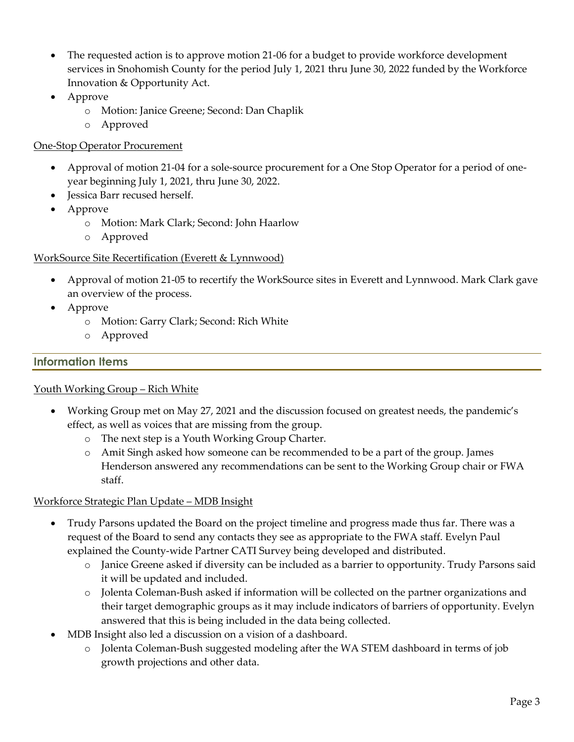- The requested action is to approve motion 21-06 for a budget to provide workforce development services in Snohomish County for the period July 1, 2021 thru June 30, 2022 funded by the Workforce Innovation & Opportunity Act.
- Approve
  - Motion: Janice Greene; Second: Dan Chaplik
  - Approved

One-Stop Operator Procurement

- Approval of motion 21-04 for a sole-source procurement for a One Stop Operator for a period of one-year beginning July 1, 2021, thru June 30, 2022.
- Jessica Barr recused herself.
- Approve
  - Motion: Mark Clark; Second: John Haarlow
  - Approved

WorkSource Site Recertification (Everett & Lynnwood)

- Approval of motion 21-05 to recertify the WorkSource sites in Everett and Lynnwood. Mark Clark gave an overview of the process.
- Approve
  - Motion: Garry Clark; Second: Rich White
  - Approved

## Information Items

Youth Working Group – Rich White

- Working Group met on May 27, 2021 and the discussion focused on greatest needs, the pandemic's effect, as well as voices that are missing from the group.
  - The next step is a Youth Working Group Charter.
  - Amit Singh asked how someone can be recommended to be a part of the group. James Henderson answered any recommendations can be sent to the Working Group chair or FWA staff.

Workforce Strategic Plan Update – MDB Insight

- Trudy Parsons updated the Board on the project timeline and progress made thus far. There was a request of the Board to send any contacts they see as appropriate to the FWA staff. Evelyn Paul explained the County-wide Partner CATI Survey being developed and distributed.
  - Janice Greene asked if diversity can be included as a barrier to opportunity. Trudy Parsons said it will be updated and included.
  - Jolenta Coleman-Bush asked if information will be collected on the partner organizations and their target demographic groups as it may include indicators of barriers of opportunity. Evelyn answered that this is being included in the data being collected.
- MDB Insight also led a discussion on a vision of a dashboard.
  - Jolenta Coleman-Bush suggested modeling after the WA STEM dashboard in terms of job growth projections and other data.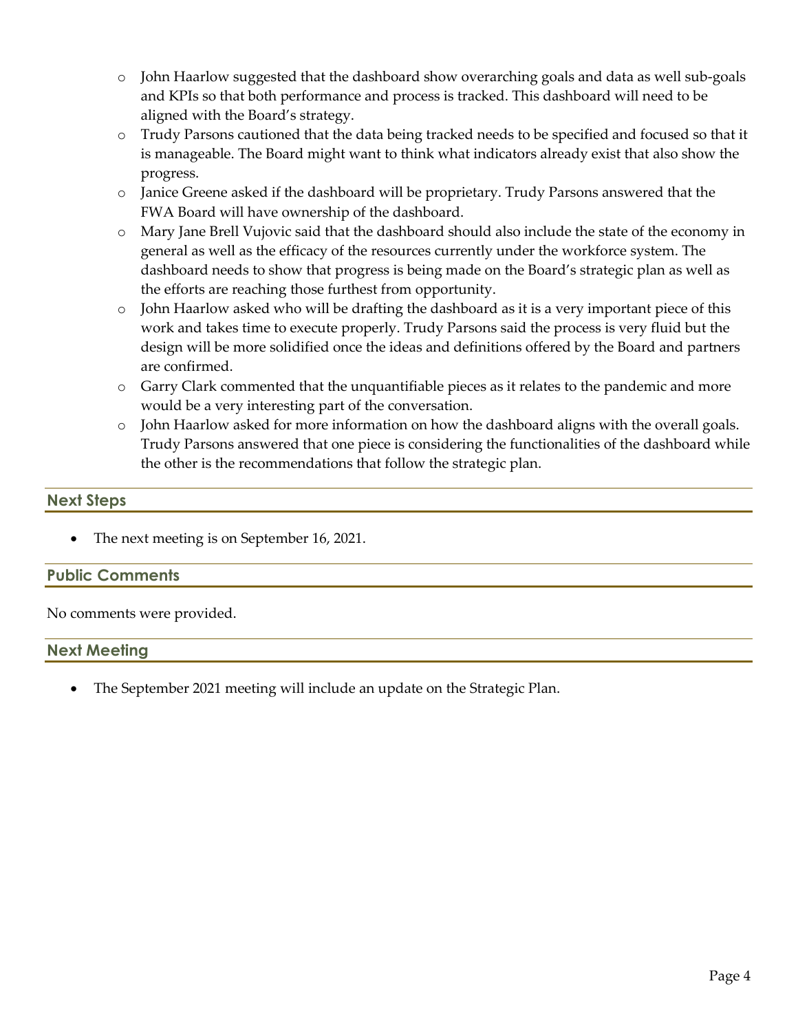- John Haarlow suggested that the dashboard show overarching goals and data as well sub-goals and KPIs so that both performance and process is tracked. This dashboard will need to be aligned with the Board's strategy.
- Trudy Parsons cautioned that the data being tracked needs to be specified and focused so that it is manageable. The Board might want to think what indicators already exist that also show the progress.
- Janice Greene asked if the dashboard will be proprietary. Trudy Parsons answered that the FWA Board will have ownership of the dashboard.
- Mary Jane Brell Vujovic said that the dashboard should also include the state of the economy in general as well as the efficacy of the resources currently under the workforce system. The dashboard needs to show that progress is being made on the Board's strategic plan as well as the efforts are reaching those furthest from opportunity.
- John Haarlow asked who will be drafting the dashboard as it is a very important piece of this work and takes time to execute properly. Trudy Parsons said the process is very fluid but the design will be more solidified once the ideas and definitions offered by the Board and partners are confirmed.
- Garry Clark commented that the unquantifiable pieces as it relates to the pandemic and more would be a very interesting part of the conversation.
- John Haarlow asked for more information on how the dashboard aligns with the overall goals. Trudy Parsons answered that one piece is considering the functionalities of the dashboard while the other is the recommendations that follow the strategic plan.

## Next Steps

- The next meeting is on September 16, 2021.

## Public Comments

No comments were provided.

## Next Meeting

- The September 2021 meeting will include an update on the Strategic Plan.